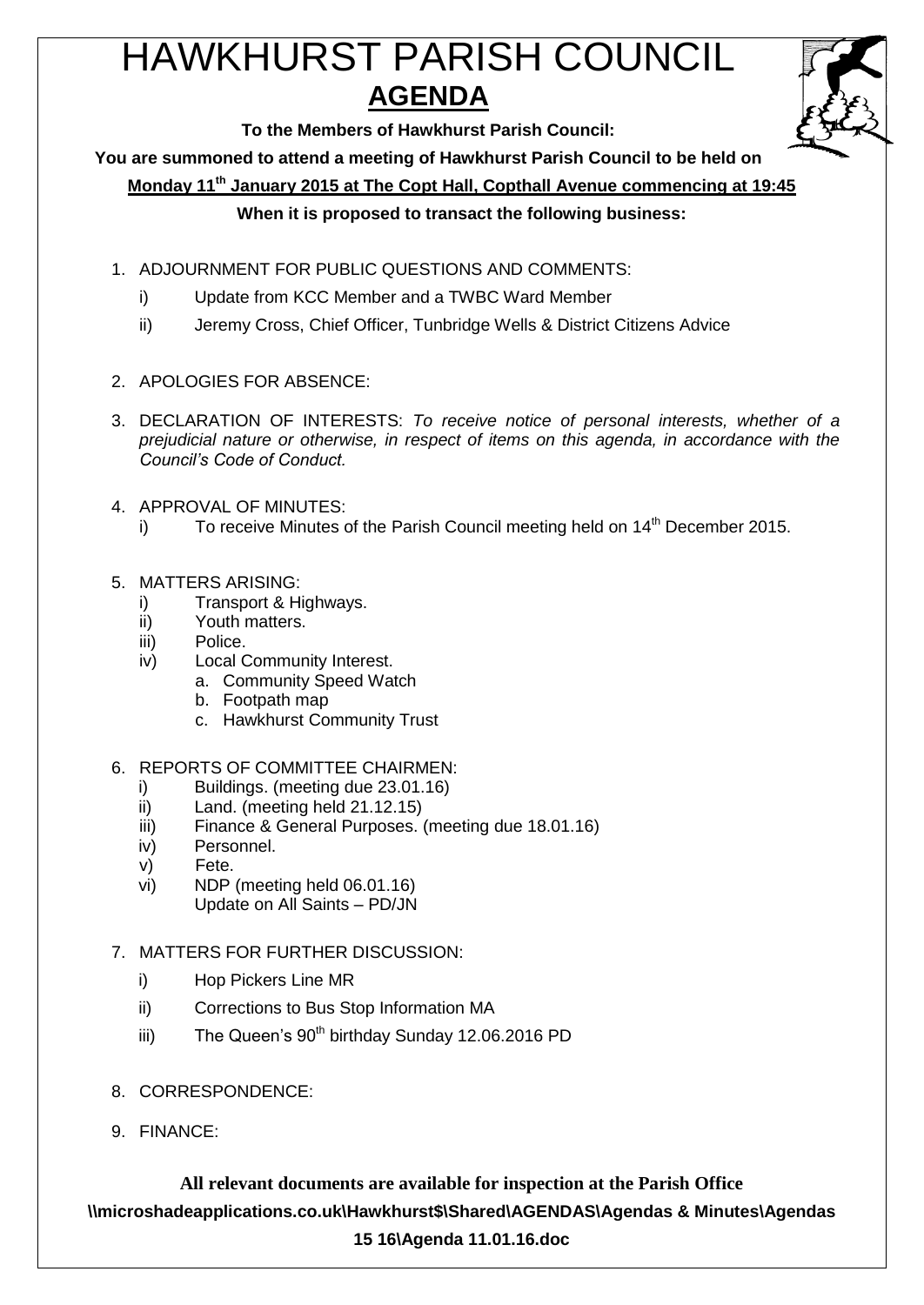# HAWKHURST PARISH COUNCIL

## AGENDA

**To the Members of Hawkhurst Parish Council:**

**You are summoned to attend a meeting of Hawkhurst Parish Council to be held on**

**Monday 11th January 2015 at The Copt Hall, Copthall Avenue commencing at 19:45**

**When it is proposed to transact the following business:**

1. ADJOURNMENT FOR PUBLIC QUESTIONS AND COMMENTS:
   - i) Update from KCC Member and a TWBC Ward Member
   - ii) Jeremy Cross, Chief Officer, Tunbridge Wells & District Citizens Advice

2. APOLOGIES FOR ABSENCE:

3. DECLARATION OF INTERESTS: *To receive notice of personal interests, whether of a prejudicial nature or otherwise, in respect of items on this agenda, in accordance with the Council's Code of Conduct.*

4. APPROVAL OF MINUTES:
   - i) To receive Minutes of the Parish Council meeting held on 14th December 2015.

5. MATTERS ARISING:
   - i) Transport & Highways.
   - ii) Youth matters.
   - iii) Police.
   - iv) Local Community Interest.
     - a. Community Speed Watch
     - b. Footpath map
     - c. Hawkhurst Community Trust

6. REPORTS OF COMMITTEE CHAIRMEN:
   - i) Buildings. (meeting due 23.01.16)
   - ii) Land. (meeting held 21.12.15)
   - iii) Finance & General Purposes. (meeting due 18.01.16)
   - iv) Personnel.
   - v) Fete.
   - vi) NDP (meeting held 06.01.16)  
     Update on All Saints – PD/JN

7. MATTERS FOR FURTHER DISCUSSION:
   - i) Hop Pickers Line MR
   - ii) Corrections to Bus Stop Information MA
   - iii) The Queen's 90th birthday Sunday 12.06.2016 PD

8. CORRESPONDENCE:

9. FINANCE:

**All relevant documents are available for inspection at the Parish Office**

**\\microshadeapplications.co.uk\Hawkhurst$\Shared\AGENDAS\Agendas & Minutes\Agendas 15 16\Agenda 11.01.16.doc**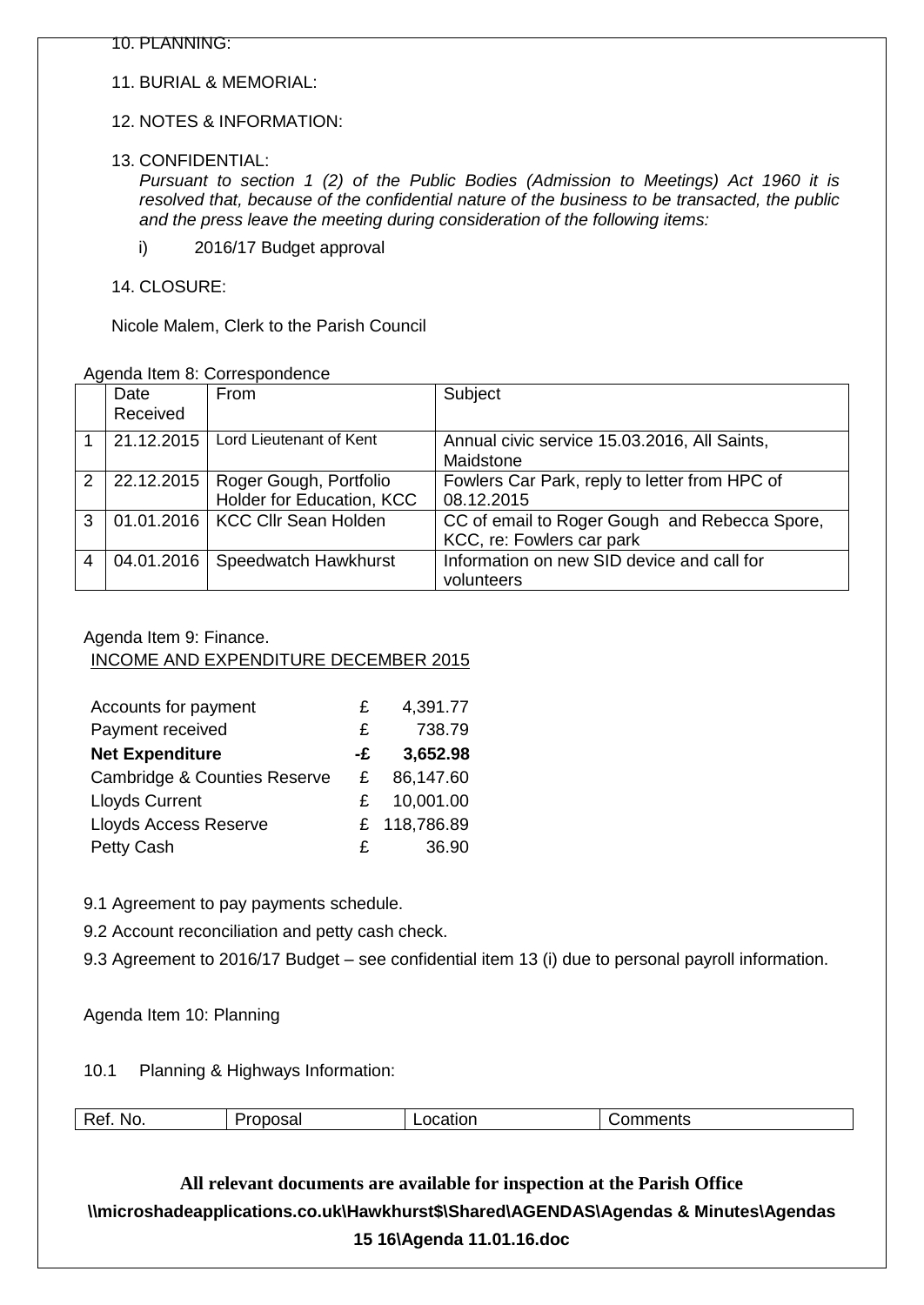10. PLANNING:

11. BURIAL & MEMORIAL:

12. NOTES & INFORMATION:

13. CONFIDENTIAL:

*Pursuant to section 1 (2) of the Public Bodies (Admission to Meetings) Act 1960 it is resolved that, because of the confidential nature of the business to be transacted, the public and the press leave the meeting during consideration of the following items:*

i) 2016/17 Budget approval

14. CLOSURE:

Nicole Malem, Clerk to the Parish Council

Agenda Item 8: Correspondence

| | Date Received | From | Subject |
|---|---|---|---|
| 1 | 21.12.2015 | Lord Lieutenant of Kent | Annual civic service 15.03.2016, All Saints, Maidstone |
| 2 | 22.12.2015 | Roger Gough, Portfolio Holder for Education, KCC | Fowlers Car Park, reply to letter from HPC of 08.12.2015 |
| 3 | 01.01.2016 | KCC Cllr Sean Holden | CC of email to Roger Gough and Rebecca Spore, KCC, re: Fowlers car park |
| 4 | 04.01.2016 | Speedwatch Hawkhurst | Information on new SID device and call for volunteers |

Agenda Item 9: Finance.

INCOME AND EXPENDITURE DECEMBER 2015

| | | |
|---|---|---|
| Accounts for payment | £ | 4,391.77 |
| Payment received | £ | 738.79 |
| **Net Expenditure** | **-£** | **3,652.98** |
| Cambridge & Counties Reserve | £ | 86,147.60 |
| Lloyds Current | £ | 10,001.00 |
| Lloyds Access Reserve | £ | 118,786.89 |
| Petty Cash | £ | 36.90 |

9.1 Agreement to pay payments schedule.

9.2 Account reconciliation and petty cash check.

9.3 Agreement to 2016/17 Budget – see confidential item 13 (i) due to personal payroll information.

Agenda Item 10: Planning

10.1 Planning & Highways Information:

| Ref. No. | Proposal | Location | Comments |
|---|---|---|---|

**All relevant documents are available for inspection at the Parish Office**

**\\microshadeapplications.co.uk\Hawkhurst$\Shared\AGENDAS\Agendas & Minutes\Agendas 15 16\Agenda 11.01.16.doc**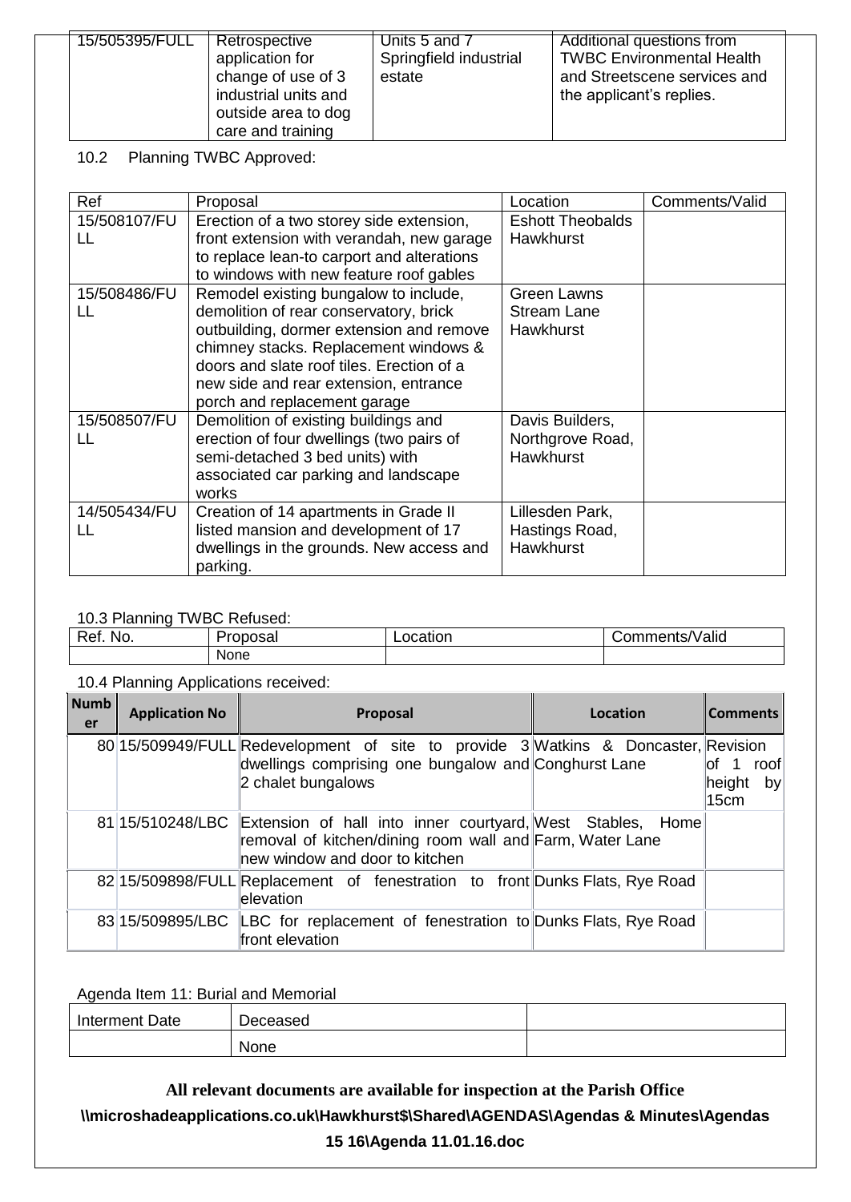| 15/505395/FULL | Retrospective application for change of use of 3 industrial units and outside area to dog care and training | Units 5 and 7 Springfield industrial estate | Additional questions from TWBC Environmental Health and Streetscene services and the applicant's replies. |
|---|---|---|---|

10.2 Planning TWBC Approved:

| Ref | Proposal | Location | Comments/Valid |
|---|---|---|---|
| 15/508107/FULL | Erection of a two storey side extension, front extension with verandah, new garage to replace lean-to carport and alterations to windows with new feature roof gables | Eshott Theobalds Hawkhurst | |
| 15/508486/FULL | Remodel existing bungalow to include, demolition of rear conservatory, brick outbuilding, dormer extension and remove chimney stacks. Replacement windows & doors and slate roof tiles. Erection of a new side and rear extension, entrance porch and replacement garage | Green Lawns Stream Lane Hawkhurst | |
| 15/508507/FULL | Demolition of existing buildings and erection of four dwellings (two pairs of semi-detached 3 bed units) with associated car parking and landscape works | Davis Builders, Northgrove Road, Hawkhurst | |
| 14/505434/FULL | Creation of 14 apartments in Grade II listed mansion and development of 17 dwellings in the grounds. New access and parking. | Lillesden Park, Hastings Road, Hawkhurst | |

10.3 Planning TWBC Refused:

| Ref. No. | Proposal | Location | Comments/Valid |
|---|---|---|---|
| | None | | |

10.4 Planning Applications received:

| Number | Application No | Proposal | Location | Comments |
|---|---|---|---|---|
| 80 | 15/509949/FULL | Redevelopment of site to provide 3 dwellings comprising one bungalow and 2 chalet bungalows | Watkins & Doncaster, Conghurst Lane | Revision of 1 roof height by 15cm |
| 81 | 15/510248/LBC | Extension of hall into inner courtyard, removal of kitchen/dining room wall and new window and door to kitchen | West Stables, Home Farm, Water Lane | |
| 82 | 15/509898/FULL | Replacement of fenestration to front elevation | Dunks Flats, Rye Road | |
| 83 | 15/509895/LBC | LBC for replacement of fenestration to front elevation | Dunks Flats, Rye Road | |

Agenda Item 11: Burial and Memorial

| Interment Date | Deceased | |
|---|---|---|
| | None | |

**All relevant documents are available for inspection at the Parish Office**

**\\microshadeapplications.co.uk\Hawkhurst$\Shared\AGENDAS\Agendas & Minutes\Agendas 15 16\Agenda 11.01.16.doc**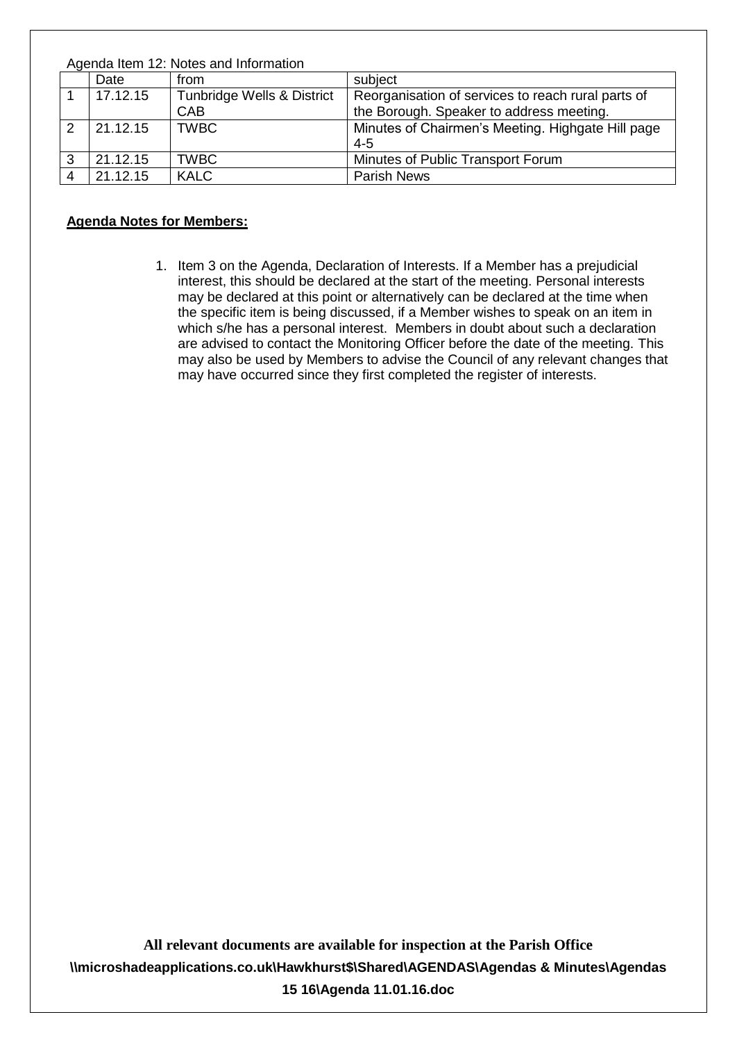Agenda Item 12: Notes and Information

| | Date | from | subject |
|---|---|---|---|
| 1 | 17.12.15 | Tunbridge Wells & District CAB | Reorganisation of services to reach rural parts of the Borough. Speaker to address meeting. |
| 2 | 21.12.15 | TWBC | Minutes of Chairmen's Meeting. Highgate Hill page 4-5 |
| 3 | 21.12.15 | TWBC | Minutes of Public Transport Forum |
| 4 | 21.12.15 | KALC | Parish News |

**Agenda Notes for Members:**

1. Item 3 on the Agenda, Declaration of Interests. If a Member has a prejudicial interest, this should be declared at the start of the meeting. Personal interests may be declared at this point or alternatively can be declared at the time when the specific item is being discussed, if a Member wishes to speak on an item in which s/he has a personal interest. Members in doubt about such a declaration are advised to contact the Monitoring Officer before the date of the meeting. This may also be used by Members to advise the Council of any relevant changes that may have occurred since they first completed the register of interests.

**All relevant documents are available for inspection at the Parish Office**

**\\microshadeapplications.co.uk\Hawkhurst$\Shared\AGENDAS\Agendas & Minutes\Agendas 15 16\Agenda 11.01.16.doc**